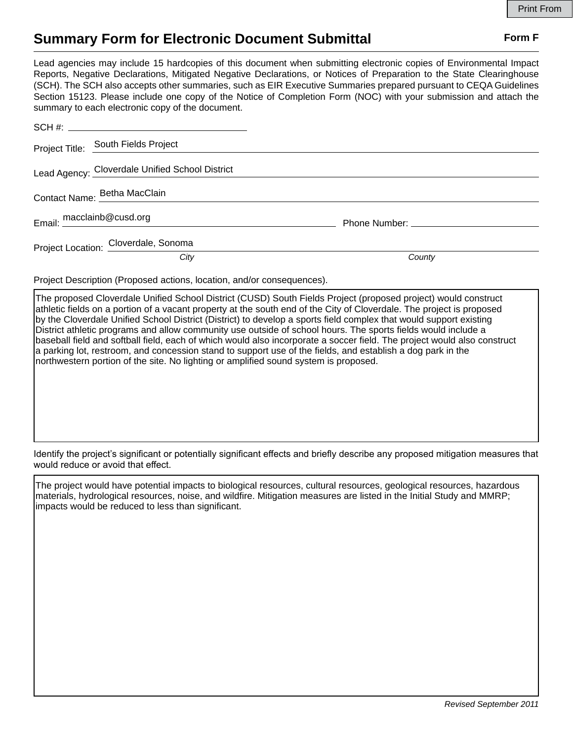Print From

# Summary Form for Electronic Document Submittal

**Form F**

Lead agencies may include 15 hardcopies of this document when submitting electronic copies of Environmental Impact Reports, Negative Declarations, Mitigated Negative Declarations, or Notices of Preparation to the State Clearinghouse (SCH). The SCH also accepts other summaries, such as EIR Executive Summaries prepared pursuant to CEQA Guidelines Section 15123. Please include one copy of the Notice of Completion Form (NOC) with your submission and attach the summary to each electronic copy of the document.

SCH #: 

Project Title: South Fields Project

Lead Agency: Cloverdale Unified School District

Contact Name: Betha MacClain

Email: macclainb@cusd.org Phone Number: 

Project Location: Cloverdale, Sonoma
*City* *County*

Project Description (Proposed actions, location, and/or consequences).

The proposed Cloverdale Unified School District (CUSD) South Fields Project (proposed project) would construct athletic fields on a portion of a vacant property at the south end of the City of Cloverdale. The project is proposed by the Cloverdale Unified School District (District) to develop a sports field complex that would support existing District athletic programs and allow community use outside of school hours. The sports fields would include a baseball field and softball field, each of which would also incorporate a soccer field. The project would also construct a parking lot, restroom, and concession stand to support use of the fields, and establish a dog park in the northwestern portion of the site. No lighting or amplified sound system is proposed.

Identify the project's significant or potentially significant effects and briefly describe any proposed mitigation measures that would reduce or avoid that effect.

The project would have potential impacts to biological resources, cultural resources, geological resources, hazardous materials, hydrological resources, noise, and wildfire. Mitigation measures are listed in the Initial Study and MMRP; impacts would be reduced to less than significant.

*Revised September 2011*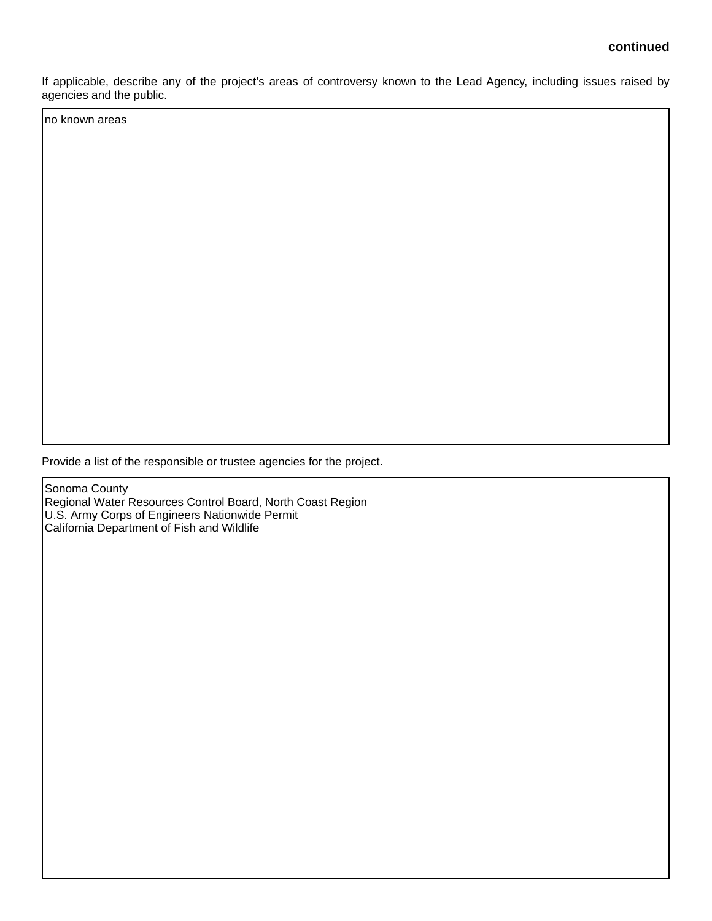**continued**

If applicable, describe any of the project's areas of controversy known to the Lead Agency, including issues raised by agencies and the public.

no known areas

Provide a list of the responsible or trustee agencies for the project.

Sonoma County
Regional Water Resources Control Board, North Coast Region
U.S. Army Corps of Engineers Nationwide Permit
California Department of Fish and Wildlife